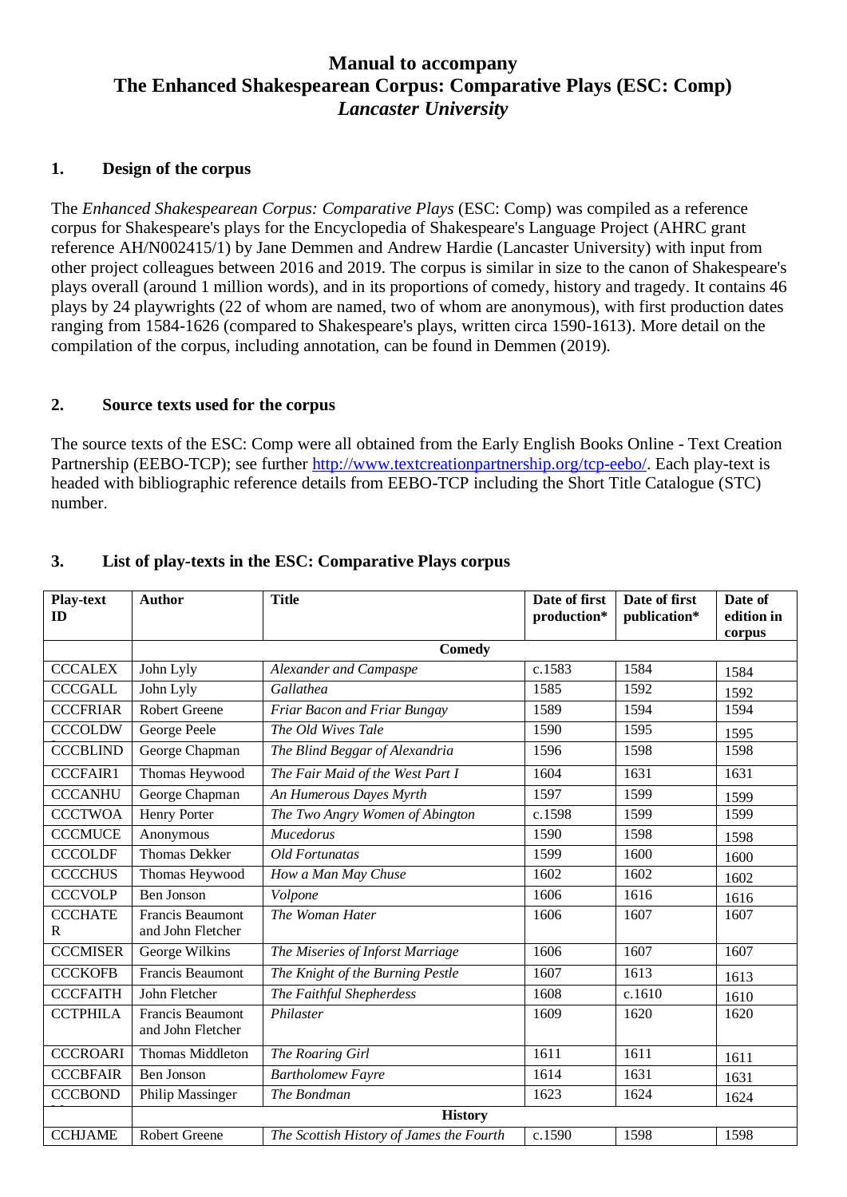# Manual to accompany
# The Enhanced Shakespearean Corpus: Comparative Plays (ESC: Comp)
# *Lancaster University*

## 1. Design of the corpus

The *Enhanced Shakespearean Corpus: Comparative Plays* (ESC: Comp) was compiled as a reference corpus for Shakespeare's plays for the Encyclopedia of Shakespeare's Language Project (AHRC grant reference AH/N002415/1) by Jane Demmen and Andrew Hardie (Lancaster University) with input from other project colleagues between 2016 and 2019. The corpus is similar in size to the canon of Shakespeare's plays overall (around 1 million words), and in its proportions of comedy, history and tragedy. It contains 46 plays by 24 playwrights (22 of whom are named, two of whom are anonymous), with first production dates ranging from 1584-1626 (compared to Shakespeare's plays, written circa 1590-1613). More detail on the compilation of the corpus, including annotation, can be found in Demmen (2019).

## 2. Source texts used for the corpus

The source texts of the ESC: Comp were all obtained from the Early English Books Online - Text Creation Partnership (EEBO-TCP); see further http://www.textcreationpartnership.org/tcp-eebo/. Each play-text is headed with bibliographic reference details from EEBO-TCP including the Short Title Catalogue (STC) number.

## 3. List of play-texts in the ESC: Comparative Plays corpus

| Play-text ID | Author | Title | Date of first production* | Date of first publication* | Date of edition in corpus |
|---|---|---|---|---|---|
| | **Comedy** | | | | |
| CCCALEX | John Lyly | *Alexander and Campaspe* | c.1583 | 1584 | 1584 |
| CCCGALL | John Lyly | *Gallathea* | 1585 | 1592 | 1592 |
| CCCFRIAR | Robert Greene | *Friar Bacon and Friar Bungay* | 1589 | 1594 | 1594 |
| CCCOLDW | George Peele | *The Old Wives Tale* | 1590 | 1595 | 1595 |
| CCCBLIND | George Chapman | *The Blind Beggar of Alexandria* | 1596 | 1598 | 1598 |
| CCCFAIR1 | Thomas Heywood | *The Fair Maid of the West Part I* | 1604 | 1631 | 1631 |
| CCCANHU | George Chapman | *An Humerous Dayes Myrth* | 1597 | 1599 | 1599 |
| CCCTWOA | Henry Porter | *The Two Angry Women of Abington* | c.1598 | 1599 | 1599 |
| CCCMUCE | Anonymous | *Mucedorus* | 1590 | 1598 | 1598 |
| CCCOLDF | Thomas Dekker | *Old Fortunatas* | 1599 | 1600 | 1600 |
| CCCCHUS | Thomas Heywood | *How a Man May Chuse* | 1602 | 1602 | 1602 |
| CCCVOLP | Ben Jonson | *Volpone* | 1606 | 1616 | 1616 |
| CCCHATER | Francis Beaumont and John Fletcher | *The Woman Hater* | 1606 | 1607 | 1607 |
| CCCMISER | George Wilkins | *The Miseries of Inforst Marriage* | 1606 | 1607 | 1607 |
| CCCKOFB | Francis Beaumont | *The Knight of the Burning Pestle* | 1607 | 1613 | 1613 |
| CCCFAITH | John Fletcher | *The Faithful Shepherdess* | 1608 | c.1610 | 1610 |
| CCTPHILA | Francis Beaumont and John Fletcher | *Philaster* | 1609 | 1620 | 1620 |
| CCCROARI | Thomas Middleton | *The Roaring Girl* | 1611 | 1611 | 1611 |
| CCCBFAIR | Ben Jonson | *Bartholomew Fayre* | 1614 | 1631 | 1631 |
| CCCBOND | Philip Massinger | *The Bondman* | 1623 | 1624 | 1624 |
| | **History** | | | | |
| CCHJAME | Robert Greene | *The Scottish History of James the Fourth* | c.1590 | 1598 | 1598 |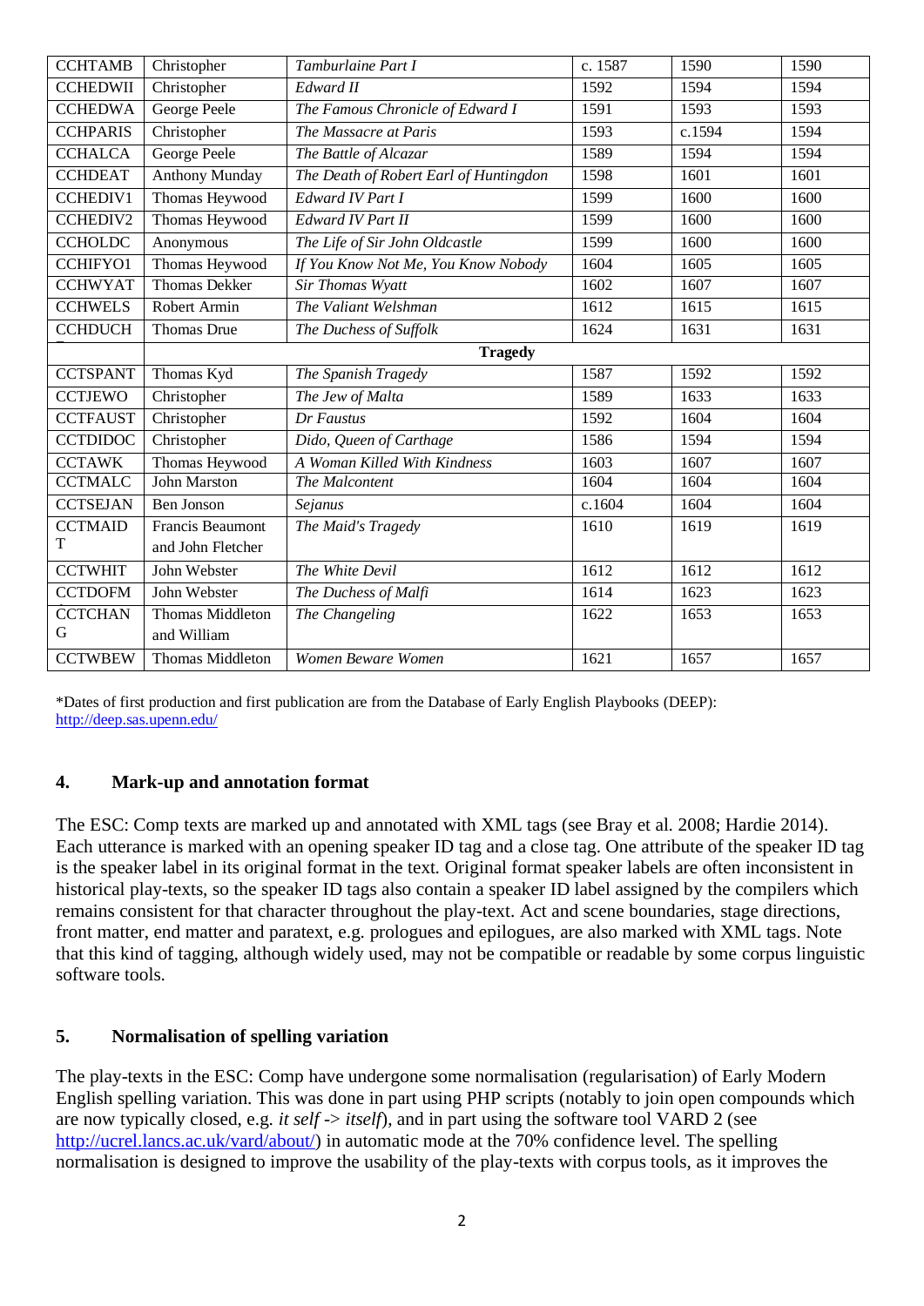| | | | | | |
|---|---|---|---|---|---|
| CCHTAMB | Christopher | *Tamburlaine Part I* | c. 1587 | 1590 | 1590 |
| CCHEDWII | Christopher | *Edward II* | 1592 | 1594 | 1594 |
| CCHEDWA | George Peele | *The Famous Chronicle of Edward I* | 1591 | 1593 | 1593 |
| CCHPARIS | Christopher | *The Massacre at Paris* | 1593 | c.1594 | 1594 |
| CCHALCA | George Peele | *The Battle of Alcazar* | 1589 | 1594 | 1594 |
| CCHDEAT | Anthony Munday | *The Death of Robert Earl of Huntingdon* | 1598 | 1601 | 1601 |
| CCHEDIV1 | Thomas Heywood | *Edward IV Part I* | 1599 | 1600 | 1600 |
| CCHEDIV2 | Thomas Heywood | *Edward IV Part II* | 1599 | 1600 | 1600 |
| CCHOLDC | Anonymous | *The Life of Sir John Oldcastle* | 1599 | 1600 | 1600 |
| CCHIFYO1 | Thomas Heywood | *If You Know Not Me, You Know Nobody* | 1604 | 1605 | 1605 |
| CCHWYAT | Thomas Dekker | *Sir Thomas Wyatt* | 1602 | 1607 | 1607 |
| CCHWELS | Robert Armin | *The Valiant Welshman* | 1612 | 1615 | 1615 |
| CCHDUCH | Thomas Drue | *The Duchess of Suffolk* | 1624 | 1631 | 1631 |
| | **Tragedy** | | | | |
| CCTSPANT | Thomas Kyd | *The Spanish Tragedy* | 1587 | 1592 | 1592 |
| CCTJEWO | Christopher | *The Jew of Malta* | 1589 | 1633 | 1633 |
| CCTFAUST | Christopher | *Dr Faustus* | 1592 | 1604 | 1604 |
| CCTDIDOC | Christopher | *Dido, Queen of Carthage* | 1586 | 1594 | 1594 |
| CCTAWK | Thomas Heywood | *A Woman Killed With Kindness* | 1603 | 1607 | 1607 |
| CCTMALC | John Marston | *The Malcontent* | 1604 | 1604 | 1604 |
| CCTSEJAN | Ben Jonson | *Sejanus* | c.1604 | 1604 | 1604 |
| CCTMAIDT | Francis Beaumont and John Fletcher | *The Maid's Tragedy* | 1610 | 1619 | 1619 |
| CCTWHIT | John Webster | *The White Devil* | 1612 | 1612 | 1612 |
| CCTDOFM | John Webster | *The Duchess of Malfi* | 1614 | 1623 | 1623 |
| CCTCHANG | Thomas Middleton and William | *The Changeling* | 1622 | 1653 | 1653 |
| CCTWBEW | Thomas Middleton | *Women Beware Women* | 1621 | 1657 | 1657 |

*Dates of first production and first publication are from the Database of Early English Playbooks (DEEP): http://deep.sas.upenn.edu/

## 4. Mark-up and annotation format

The ESC: Comp texts are marked up and annotated with XML tags (see Bray et al. 2008; Hardie 2014). Each utterance is marked with an opening speaker ID tag and a close tag. One attribute of the speaker ID tag is the speaker label in its original format in the text. Original format speaker labels are often inconsistent in historical play-texts, so the speaker ID tags also contain a speaker ID label assigned by the compilers which remains consistent for that character throughout the play-text. Act and scene boundaries, stage directions, front matter, end matter and paratext, e.g. prologues and epilogues, are also marked with XML tags. Note that this kind of tagging, although widely used, may not be compatible or readable by some corpus linguistic software tools.

## 5. Normalisation of spelling variation

The play-texts in the ESC: Comp have undergone some normalisation (regularisation) of Early Modern English spelling variation. This was done in part using PHP scripts (notably to join open compounds which are now typically closed, e.g. *it self* -> *itself*), and in part using the software tool VARD 2 (see http://ucrel.lancs.ac.uk/vard/about/) in automatic mode at the 70% confidence level. The spelling normalisation is designed to improve the usability of the play-texts with corpus tools, as it improves the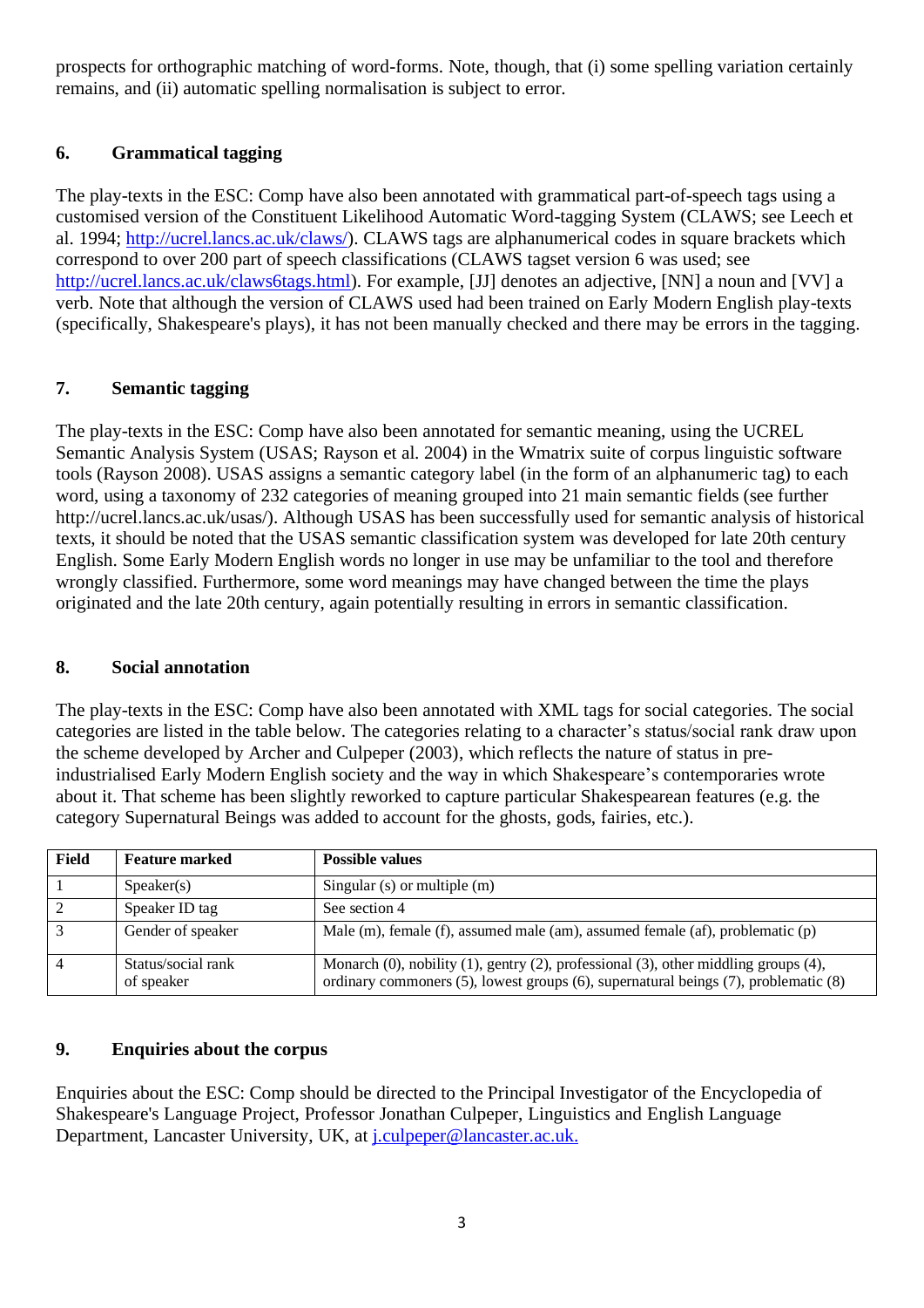prospects for orthographic matching of word-forms. Note, though, that (i) some spelling variation certainly remains, and (ii) automatic spelling normalisation is subject to error.

## 6. Grammatical tagging

The play-texts in the ESC: Comp have also been annotated with grammatical part-of-speech tags using a customised version of the Constituent Likelihood Automatic Word-tagging System (CLAWS; see Leech et al. 1994; http://ucrel.lancs.ac.uk/claws/). CLAWS tags are alphanumerical codes in square brackets which correspond to over 200 part of speech classifications (CLAWS tagset version 6 was used; see http://ucrel.lancs.ac.uk/claws6tags.html). For example, [JJ] denotes an adjective, [NN] a noun and [VV] a verb. Note that although the version of CLAWS used had been trained on Early Modern English play-texts (specifically, Shakespeare's plays), it has not been manually checked and there may be errors in the tagging.

## 7. Semantic tagging

The play-texts in the ESC: Comp have also been annotated for semantic meaning, using the UCREL Semantic Analysis System (USAS; Rayson et al. 2004) in the Wmatrix suite of corpus linguistic software tools (Rayson 2008). USAS assigns a semantic category label (in the form of an alphanumeric tag) to each word, using a taxonomy of 232 categories of meaning grouped into 21 main semantic fields (see further http://ucrel.lancs.ac.uk/usas/). Although USAS has been successfully used for semantic analysis of historical texts, it should be noted that the USAS semantic classification system was developed for late 20th century English. Some Early Modern English words no longer in use may be unfamiliar to the tool and therefore wrongly classified. Furthermore, some word meanings may have changed between the time the plays originated and the late 20th century, again potentially resulting in errors in semantic classification.

## 8. Social annotation

The play-texts in the ESC: Comp have also been annotated with XML tags for social categories. The social categories are listed in the table below. The categories relating to a character's status/social rank draw upon the scheme developed by Archer and Culpeper (2003), which reflects the nature of status in pre-industrialised Early Modern English society and the way in which Shakespeare's contemporaries wrote about it. That scheme has been slightly reworked to capture particular Shakespearean features (e.g. the category Supernatural Beings was added to account for the ghosts, gods, fairies, etc.).

| Field | Feature marked | Possible values |
|---|---|---|
| 1 | Speaker(s) | Singular (s) or multiple (m) |
| 2 | Speaker ID tag | See section 4 |
| 3 | Gender of speaker | Male (m), female (f), assumed male (am), assumed female (af), problematic (p) |
| 4 | Status/social rank of speaker | Monarch (0), nobility (1), gentry (2), professional (3), other middling groups (4), ordinary commoners (5), lowest groups (6), supernatural beings (7), problematic (8) |

## 9. Enquiries about the corpus

Enquiries about the ESC: Comp should be directed to the Principal Investigator of the Encyclopedia of Shakespeare's Language Project, Professor Jonathan Culpeper, Linguistics and English Language Department, Lancaster University, UK, at j.culpeper@lancaster.ac.uk.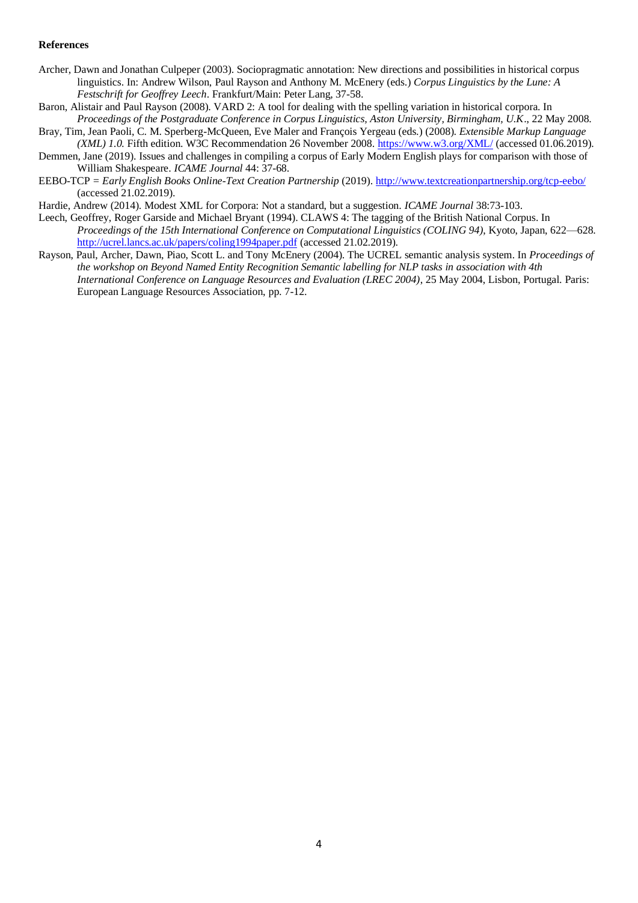**References**

Archer, Dawn and Jonathan Culpeper (2003). Sociopragmatic annotation: New directions and possibilities in historical corpus linguistics. In: Andrew Wilson, Paul Rayson and Anthony M. McEnery (eds.) *Corpus Linguistics by the Lune: A Festschrift for Geoffrey Leech*. Frankfurt/Main: Peter Lang, 37-58.

Baron, Alistair and Paul Rayson (2008). VARD 2: A tool for dealing with the spelling variation in historical corpora. In *Proceedings of the Postgraduate Conference in Corpus Linguistics, Aston University, Birmingham, U.K*., 22 May 2008.

Bray, Tim, Jean Paoli, C. M. Sperberg-McQueen, Eve Maler and François Yergeau (eds.) (2008). *Extensible Markup Language (XML) 1.0.* Fifth edition. W3C Recommendation 26 November 2008. https://www.w3.org/XML/ (accessed 01.06.2019).

Demmen, Jane (2019). Issues and challenges in compiling a corpus of Early Modern English plays for comparison with those of William Shakespeare. *ICAME Journal* 44: 37-68.

EEBO-TCP = *Early English Books Online-Text Creation Partnership* (2019). http://www.textcreationpartnership.org/tcp-eebo/ (accessed 21.02.2019).

Hardie, Andrew (2014). Modest XML for Corpora: Not a standard, but a suggestion. *ICAME Journal* 38:73-103.

Leech, Geoffrey, Roger Garside and Michael Bryant (1994). CLAWS 4: The tagging of the British National Corpus. In *Proceedings of the 15th International Conference on Computational Linguistics (COLING 94)*, Kyoto, Japan, 622—628. http://ucrel.lancs.ac.uk/papers/coling1994paper.pdf (accessed 21.02.2019).

Rayson, Paul, Archer, Dawn, Piao, Scott L. and Tony McEnery (2004). The UCREL semantic analysis system. In *Proceedings of the workshop on Beyond Named Entity Recognition Semantic labelling for NLP tasks in association with 4th International Conference on Language Resources and Evaluation (LREC 2004)*, 25 May 2004, Lisbon, Portugal. Paris: European Language Resources Association, pp. 7-12.